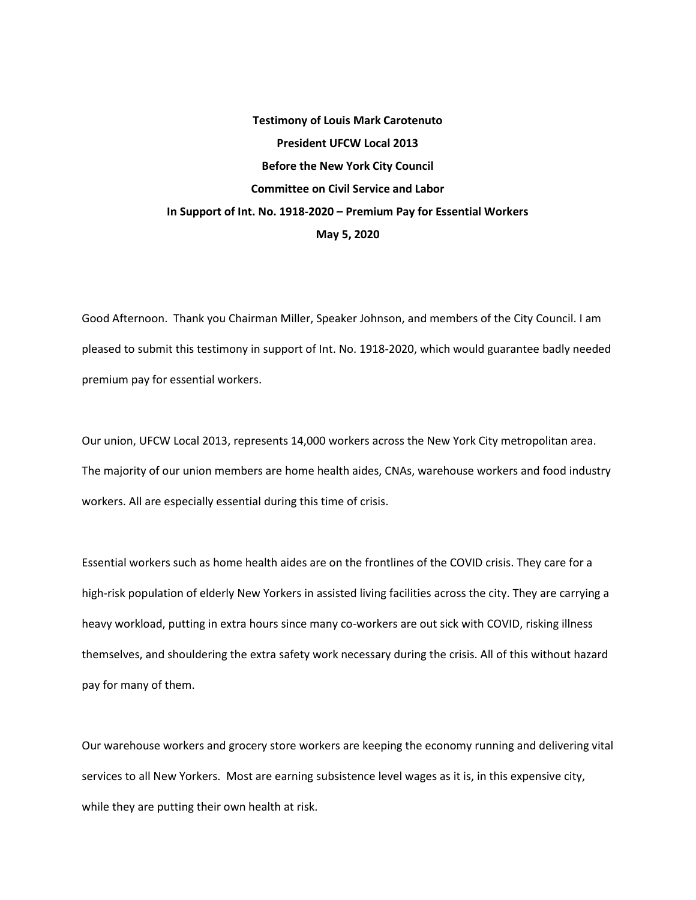**Testimony of Louis Mark Carotenuto**

**President UFCW Local 2013**

**Before the New York City Council**

**Committee on Civil Service and Labor**

**In Support of Int. No. 1918-2020 – Premium Pay for Essential Workers**

**May 5, 2020**

Good Afternoon. Thank you Chairman Miller, Speaker Johnson, and members of the City Council. I am pleased to submit this testimony in support of Int. No. 1918-2020, which would guarantee badly needed premium pay for essential workers.

Our union, UFCW Local 2013, represents 14,000 workers across the New York City metropolitan area. The majority of our union members are home health aides, CNAs, warehouse workers and food industry workers. All are especially essential during this time of crisis.

Essential workers such as home health aides are on the frontlines of the COVID crisis. They care for a high-risk population of elderly New Yorkers in assisted living facilities across the city. They are carrying a heavy workload, putting in extra hours since many co-workers are out sick with COVID, risking illness themselves, and shouldering the extra safety work necessary during the crisis. All of this without hazard pay for many of them.

Our warehouse workers and grocery store workers are keeping the economy running and delivering vital services to all New Yorkers. Most are earning subsistence level wages as it is, in this expensive city, while they are putting their own health at risk.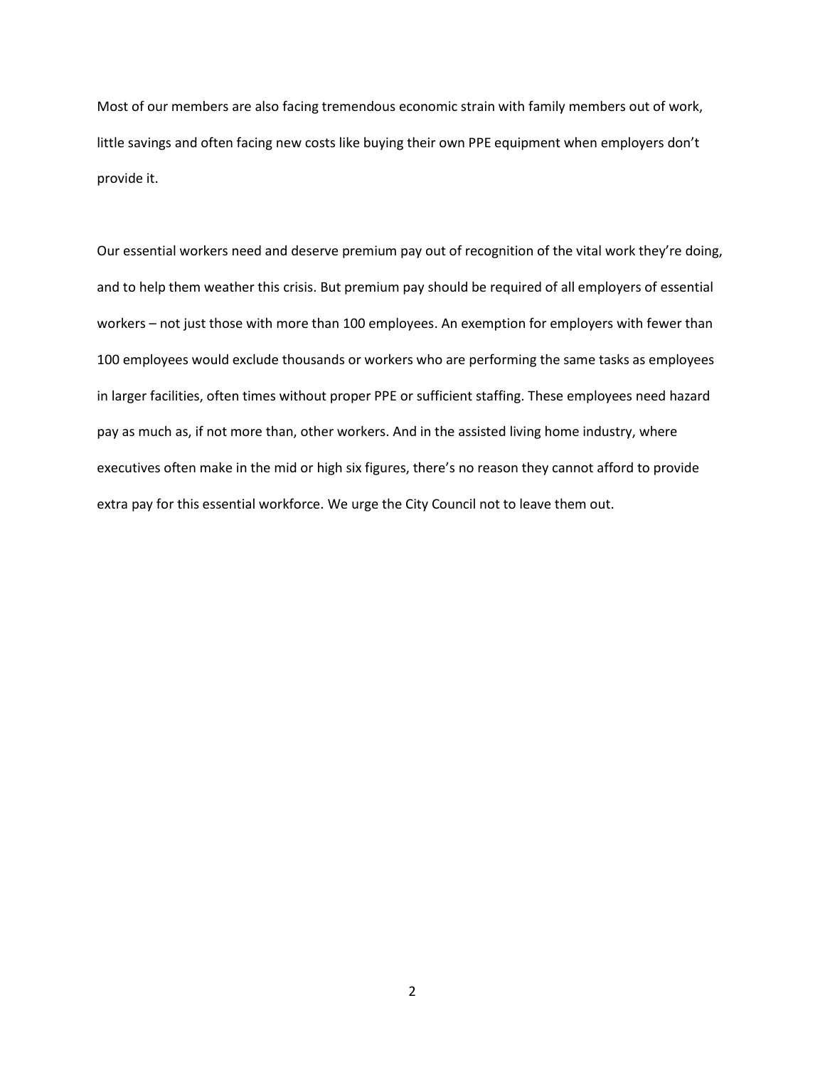Most of our members are also facing tremendous economic strain with family members out of work, little savings and often facing new costs like buying their own PPE equipment when employers don't provide it.

Our essential workers need and deserve premium pay out of recognition of the vital work they're doing, and to help them weather this crisis. But premium pay should be required of all employers of essential workers – not just those with more than 100 employees. An exemption for employers with fewer than 100 employees would exclude thousands or workers who are performing the same tasks as employees in larger facilities, often times without proper PPE or sufficient staffing. These employees need hazard pay as much as, if not more than, other workers. And in the assisted living home industry, where executives often make in the mid or high six figures, there's no reason they cannot afford to provide extra pay for this essential workforce. We urge the City Council not to leave them out.